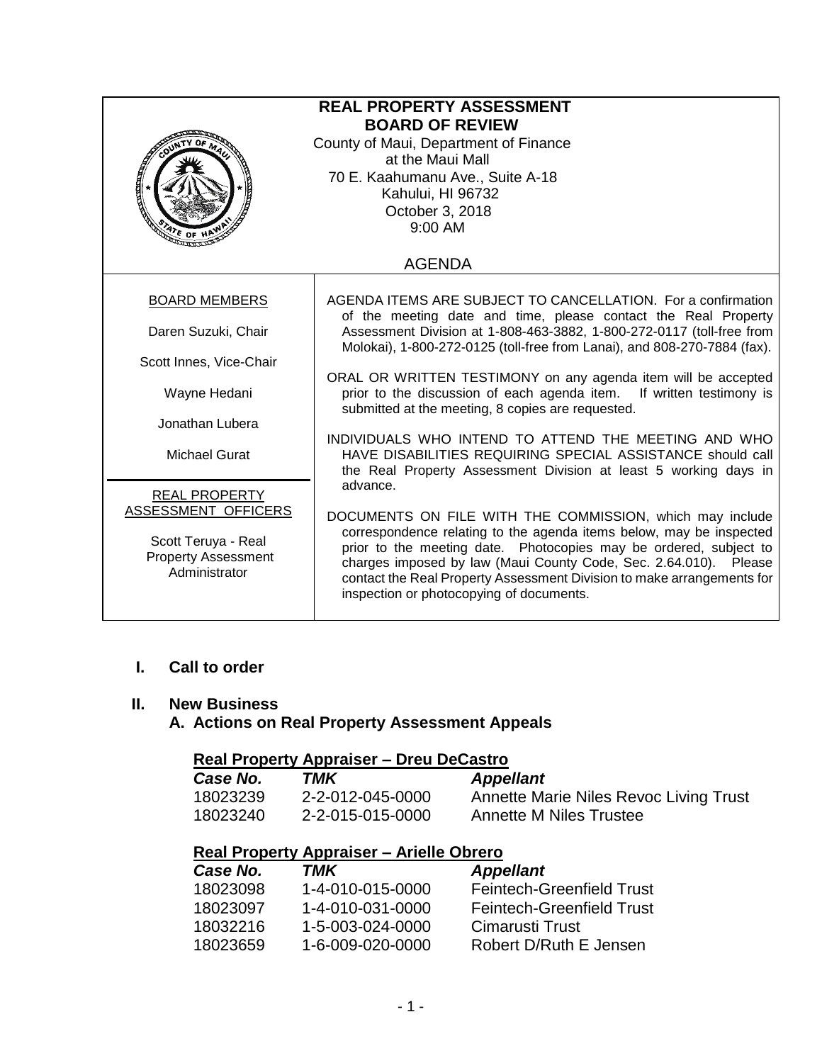# REAL PROPERTY ASSESSMENT BOARD OF REVIEW

County of Maui, Department of Finance
at the Maui Mall
70 E. Kaahumanu Ave., Suite A-18
Kahului, HI 96732
October 3, 2018
9:00 AM

## AGENDA

**BOARD MEMBERS**

Daren Suzuki, Chair

Scott Innes, Vice-Chair

Wayne Hedani

Jonathan Lubera

Michael Gurat

**REAL PROPERTY ASSESSMENT OFFICERS**

Scott Teruya - Real Property Assessment Administrator

AGENDA ITEMS ARE SUBJECT TO CANCELLATION. For a confirmation of the meeting date and time, please contact the Real Property Assessment Division at 1-808-463-3882, 1-800-272-0117 (toll-free from Molokai), 1-800-272-0125 (toll-free from Lanai), and 808-270-7884 (fax).

ORAL OR WRITTEN TESTIMONY on any agenda item will be accepted prior to the discussion of each agenda item. If written testimony is submitted at the meeting, 8 copies are requested.

INDIVIDUALS WHO INTEND TO ATTEND THE MEETING AND WHO HAVE DISABILITIES REQUIRING SPECIAL ASSISTANCE should call the Real Property Assessment Division at least 5 working days in advance.

DOCUMENTS ON FILE WITH THE COMMISSION, which may include correspondence relating to the agenda items below, may be inspected prior to the meeting date. Photocopies may be ordered, subject to charges imposed by law (Maui County Code, Sec. 2.64.010). Please contact the Real Property Assessment Division to make arrangements for inspection or photocopying of documents.

## I. Call to order

## II. New Business

### A. Actions on Real Property Assessment Appeals

**Real Property Appraiser – Dreu DeCastro**

| *Case No.* | *TMK* | *Appellant* |
|---|---|---|
| 18023239 | 2-2-012-045-0000 | Annette Marie Niles Revoc Living Trust |
| 18023240 | 2-2-015-015-0000 | Annette M Niles Trustee |

**Real Property Appraiser – Arielle Obrero**

| *Case No.* | *TMK* | *Appellant* |
|---|---|---|
| 18023098 | 1-4-010-015-0000 | Feintech-Greenfield Trust |
| 18023097 | 1-4-010-031-0000 | Feintech-Greenfield Trust |
| 18032216 | 1-5-003-024-0000 | Cimarusti Trust |
| 18023659 | 1-6-009-020-0000 | Robert D/Ruth E Jensen |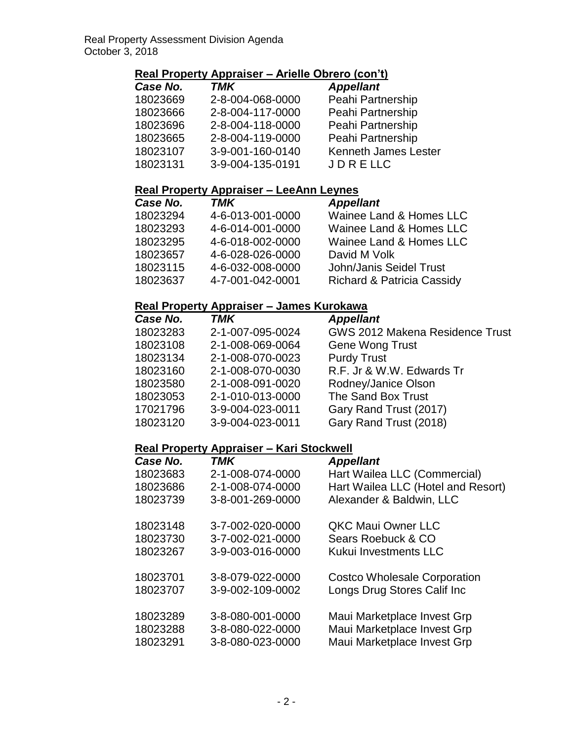## Real Property Appraiser – Arielle Obrero (con't)

| *Case No.* | *TMK* | *Appellant* |
|---|---|---|
| 18023669 | 2-8-004-068-0000 | Peahi Partnership |
| 18023666 | 2-8-004-117-0000 | Peahi Partnership |
| 18023696 | 2-8-004-118-0000 | Peahi Partnership |
| 18023665 | 2-8-004-119-0000 | Peahi Partnership |
| 18023107 | 3-9-001-160-0140 | Kenneth James Lester |
| 18023131 | 3-9-004-135-0191 | J D R E LLC |

## Real Property Appraiser – LeeAnn Leynes

| *Case No.* | *TMK* | *Appellant* |
|---|---|---|
| 18023294 | 4-6-013-001-0000 | Wainee Land & Homes LLC |
| 18023293 | 4-6-014-001-0000 | Wainee Land & Homes LLC |
| 18023295 | 4-6-018-002-0000 | Wainee Land & Homes LLC |
| 18023657 | 4-6-028-026-0000 | David M Volk |
| 18023115 | 4-6-032-008-0000 | John/Janis Seidel Trust |
| 18023637 | 4-7-001-042-0001 | Richard & Patricia Cassidy |

## Real Property Appraiser – James Kurokawa

| *Case No.* | *TMK* | *Appellant* |
|---|---|---|
| 18023283 | 2-1-007-095-0024 | GWS 2012 Makena Residence Trust |
| 18023108 | 2-1-008-069-0064 | Gene Wong Trust |
| 18023134 | 2-1-008-070-0023 | Purdy Trust |
| 18023160 | 2-1-008-070-0030 | R.F. Jr & W.W. Edwards Tr |
| 18023580 | 2-1-008-091-0020 | Rodney/Janice Olson |
| 18023053 | 2-1-010-013-0000 | The Sand Box Trust |
| 17021796 | 3-9-004-023-0011 | Gary Rand Trust (2017) |
| 18023120 | 3-9-004-023-0011 | Gary Rand Trust (2018) |

## Real Property Appraiser – Kari Stockwell

| *Case No.* | *TMK* | *Appellant* |
|---|---|---|
| 18023683 | 2-1-008-074-0000 | Hart Wailea LLC (Commercial) |
| 18023686 | 2-1-008-074-0000 | Hart Wailea LLC (Hotel and Resort) |
| 18023739 | 3-8-001-269-0000 | Alexander & Baldwin, LLC |
| | | |
| 18023148 | 3-7-002-020-0000 | QKC Maui Owner LLC |
| 18023730 | 3-7-002-021-0000 | Sears Roebuck & CO |
| 18023267 | 3-9-003-016-0000 | Kukui Investments LLC |
| | | |
| 18023701 | 3-8-079-022-0000 | Costco Wholesale Corporation |
| 18023707 | 3-9-002-109-0002 | Longs Drug Stores Calif Inc |
| | | |
| 18023289 | 3-8-080-001-0000 | Maui Marketplace Invest Grp |
| 18023288 | 3-8-080-022-0000 | Maui Marketplace Invest Grp |
| 18023291 | 3-8-080-023-0000 | Maui Marketplace Invest Grp |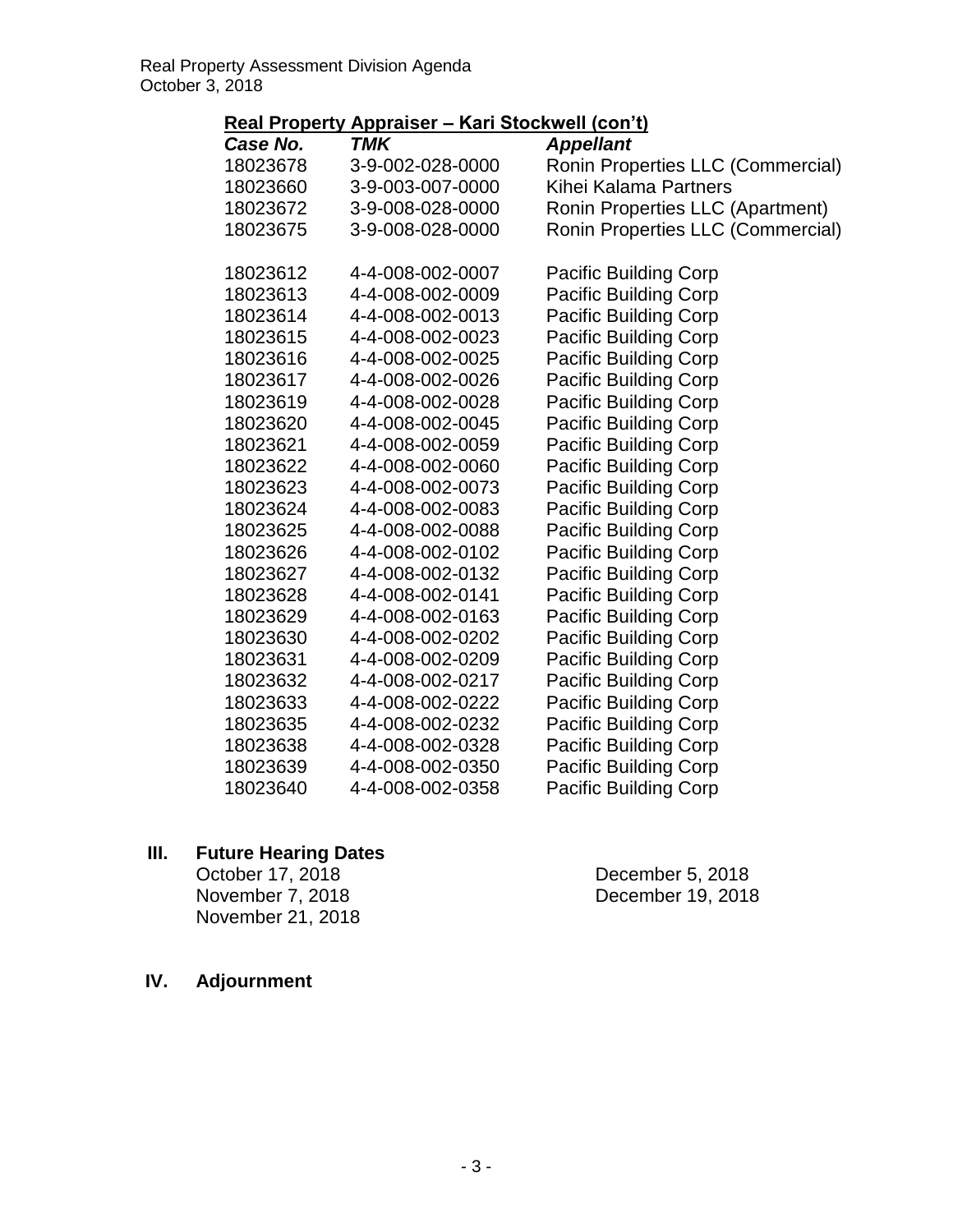**Real Property Appraiser – Kari Stockwell (con't)**

| *Case No.* | *TMK* | *Appellant* |
|---|---|---|
| 18023678 | 3-9-002-028-0000 | Ronin Properties LLC (Commercial) |
| 18023660 | 3-9-003-007-0000 | Kihei Kalama Partners |
| 18023672 | 3-9-008-028-0000 | Ronin Properties LLC (Apartment) |
| 18023675 | 3-9-008-028-0000 | Ronin Properties LLC (Commercial) |
| | | |
| 18023612 | 4-4-008-002-0007 | Pacific Building Corp |
| 18023613 | 4-4-008-002-0009 | Pacific Building Corp |
| 18023614 | 4-4-008-002-0013 | Pacific Building Corp |
| 18023615 | 4-4-008-002-0023 | Pacific Building Corp |
| 18023616 | 4-4-008-002-0025 | Pacific Building Corp |
| 18023617 | 4-4-008-002-0026 | Pacific Building Corp |
| 18023619 | 4-4-008-002-0028 | Pacific Building Corp |
| 18023620 | 4-4-008-002-0045 | Pacific Building Corp |
| 18023621 | 4-4-008-002-0059 | Pacific Building Corp |
| 18023622 | 4-4-008-002-0060 | Pacific Building Corp |
| 18023623 | 4-4-008-002-0073 | Pacific Building Corp |
| 18023624 | 4-4-008-002-0083 | Pacific Building Corp |
| 18023625 | 4-4-008-002-0088 | Pacific Building Corp |
| 18023626 | 4-4-008-002-0102 | Pacific Building Corp |
| 18023627 | 4-4-008-002-0132 | Pacific Building Corp |
| 18023628 | 4-4-008-002-0141 | Pacific Building Corp |
| 18023629 | 4-4-008-002-0163 | Pacific Building Corp |
| 18023630 | 4-4-008-002-0202 | Pacific Building Corp |
| 18023631 | 4-4-008-002-0209 | Pacific Building Corp |
| 18023632 | 4-4-008-002-0217 | Pacific Building Corp |
| 18023633 | 4-4-008-002-0222 | Pacific Building Corp |
| 18023635 | 4-4-008-002-0232 | Pacific Building Corp |
| 18023638 | 4-4-008-002-0328 | Pacific Building Corp |
| 18023639 | 4-4-008-002-0350 | Pacific Building Corp |
| 18023640 | 4-4-008-002-0358 | Pacific Building Corp |

## III. Future Hearing Dates

October 17, 2018
November 7, 2018
November 21, 2018
December 5, 2018
December 19, 2018

## IV. Adjournment